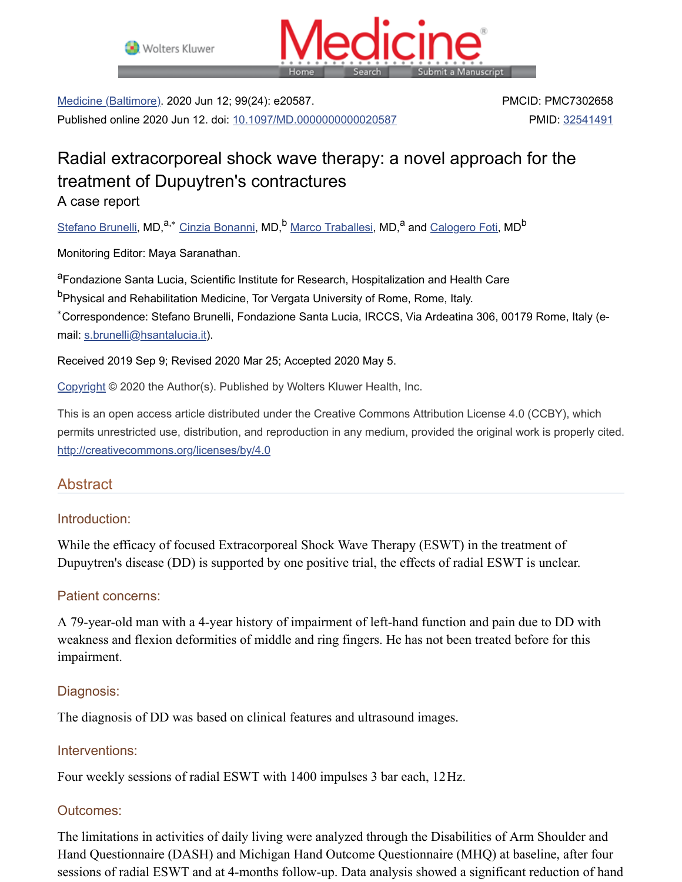Medicine (Baltimore). 2020 Jun 12; 99(24): e20587.
Published online 2020 Jun 12. doi: 10.1097/MD.0000000000020587

PMCID: PMC7302658
PMID: 32541491

# Radial extracorporeal shock wave therapy: a novel approach for the treatment of Dupuytren's contractures

## A case report

Stefano Brunelli, MD,[a,*] Cinzia Bonanni, MD,[b] Marco Traballesi, MD,[a] and Calogero Foti, MD[b]

Monitoring Editor: Maya Saranathan.

[a]Fondazione Santa Lucia, Scientific Institute for Research, Hospitalization and Health Care

[b]Physical and Rehabilitation Medicine, Tor Vergata University of Rome, Rome, Italy.

[*]Correspondence: Stefano Brunelli, Fondazione Santa Lucia, IRCCS, Via Ardeatina 306, 00179 Rome, Italy (e-mail: s.brunelli@hsantalucia.it).

Received 2019 Sep 9; Revised 2020 Mar 25; Accepted 2020 May 5.

Copyright © 2020 the Author(s). Published by Wolters Kluwer Health, Inc.

This is an open access article distributed under the Creative Commons Attribution License 4.0 (CCBY), which permits unrestricted use, distribution, and reproduction in any medium, provided the original work is properly cited. http://creativecommons.org/licenses/by/4.0

## Abstract

### Introduction:

While the efficacy of focused Extracorporeal Shock Wave Therapy (ESWT) in the treatment of Dupuytren's disease (DD) is supported by one positive trial, the effects of radial ESWT is unclear.

### Patient concerns:

A 79-year-old man with a 4-year history of impairment of left-hand function and pain due to DD with weakness and flexion deformities of middle and ring fingers. He has not been treated before for this impairment.

### Diagnosis:

The diagnosis of DD was based on clinical features and ultrasound images.

### Interventions:

Four weekly sessions of radial ESWT with 1400 impulses 3 bar each, 12 Hz.

### Outcomes:

The limitations in activities of daily living were analyzed through the Disabilities of Arm Shoulder and Hand Questionnaire (DASH) and Michigan Hand Outcome Questionnaire (MHQ) at baseline, after four sessions of radial ESWT and at 4-months follow-up. Data analysis showed a significant reduction of hand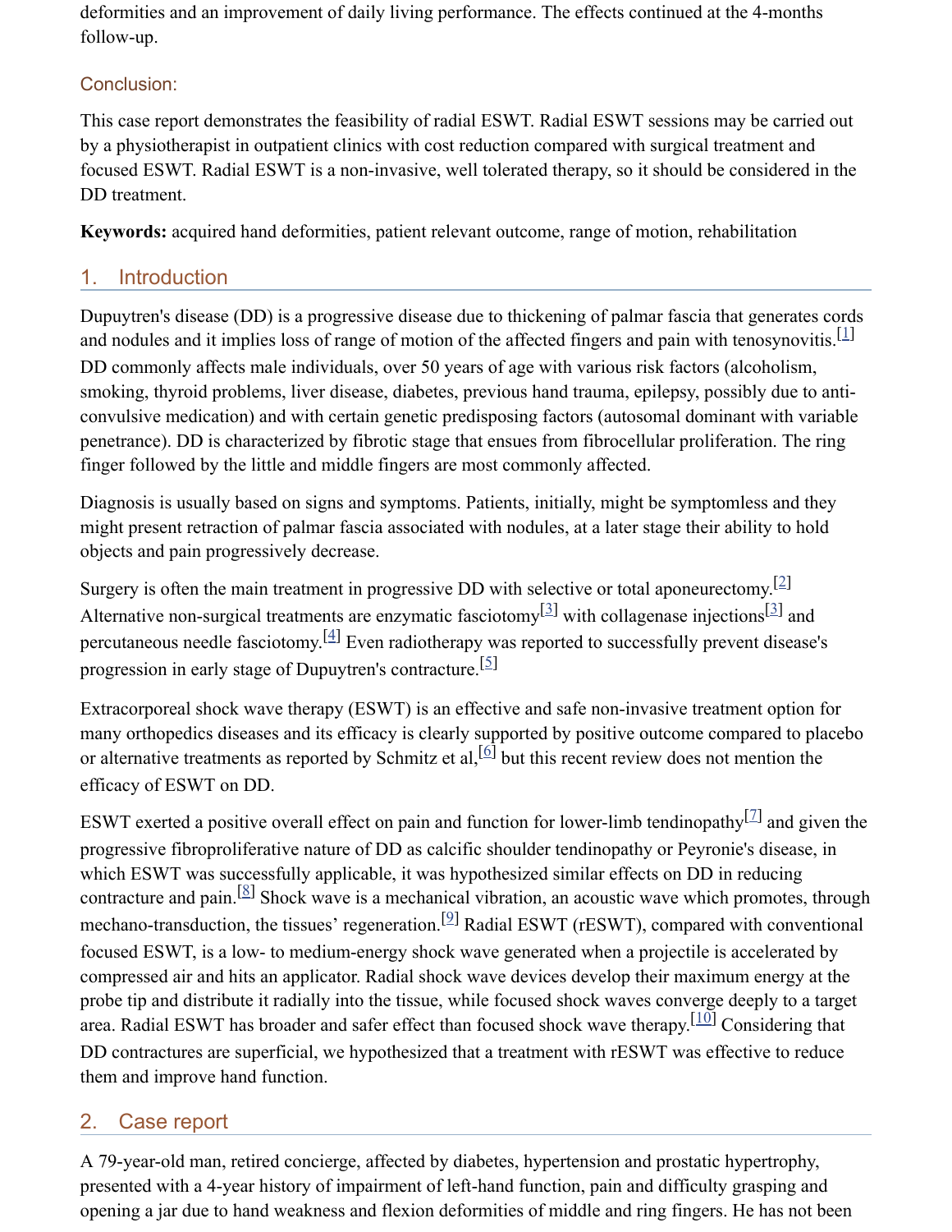deformities and an improvement of daily living performance. The effects continued at the 4-months follow-up.

### Conclusion:

This case report demonstrates the feasibility of radial ESWT. Radial ESWT sessions may be carried out by a physiotherapist in outpatient clinics with cost reduction compared with surgical treatment and focused ESWT. Radial ESWT is a non-invasive, well tolerated therapy, so it should be considered in the DD treatment.

**Keywords:** acquired hand deformities, patient relevant outcome, range of motion, rehabilitation

## 1. Introduction

Dupuytren's disease (DD) is a progressive disease due to thickening of palmar fascia that generates cords and nodules and it implies loss of range of motion of the affected fingers and pain with tenosynovitis.[1] DD commonly affects male individuals, over 50 years of age with various risk factors (alcoholism, smoking, thyroid problems, liver disease, diabetes, previous hand trauma, epilepsy, possibly due to anti-convulsive medication) and with certain genetic predisposing factors (autosomal dominant with variable penetrance). DD is characterized by fibrotic stage that ensues from fibrocellular proliferation. The ring finger followed by the little and middle fingers are most commonly affected.

Diagnosis is usually based on signs and symptoms. Patients, initially, might be symptomless and they might present retraction of palmar fascia associated with nodules, at a later stage their ability to hold objects and pain progressively decrease.

Surgery is often the main treatment in progressive DD with selective or total aponeurectomy.[2] Alternative non-surgical treatments are enzymatic fasciotomy[3] with collagenase injections[3] and percutaneous needle fasciotomy.[4] Even radiotherapy was reported to successfully prevent disease's progression in early stage of Dupuytren's contracture.[5]

Extracorporeal shock wave therapy (ESWT) is an effective and safe non-invasive treatment option for many orthopedics diseases and its efficacy is clearly supported by positive outcome compared to placebo or alternative treatments as reported by Schmitz et al,[6] but this recent review does not mention the efficacy of ESWT on DD.

ESWT exerted a positive overall effect on pain and function for lower-limb tendinopathy[7] and given the progressive fibroproliferative nature of DD as calcific shoulder tendinopathy or Peyronie's disease, in which ESWT was successfully applicable, it was hypothesized similar effects on DD in reducing contracture and pain.[8] Shock wave is a mechanical vibration, an acoustic wave which promotes, through mechano-transduction, the tissues' regeneration.[9] Radial ESWT (rESWT), compared with conventional focused ESWT, is a low- to medium-energy shock wave generated when a projectile is accelerated by compressed air and hits an applicator. Radial shock wave devices develop their maximum energy at the probe tip and distribute it radially into the tissue, while focused shock waves converge deeply to a target area. Radial ESWT has broader and safer effect than focused shock wave therapy.[10] Considering that DD contractures are superficial, we hypothesized that a treatment with rESWT was effective to reduce them and improve hand function.

## 2. Case report

A 79-year-old man, retired concierge, affected by diabetes, hypertension and prostatic hypertrophy, presented with a 4-year history of impairment of left-hand function, pain and difficulty grasping and opening a jar due to hand weakness and flexion deformities of middle and ring fingers. He has not been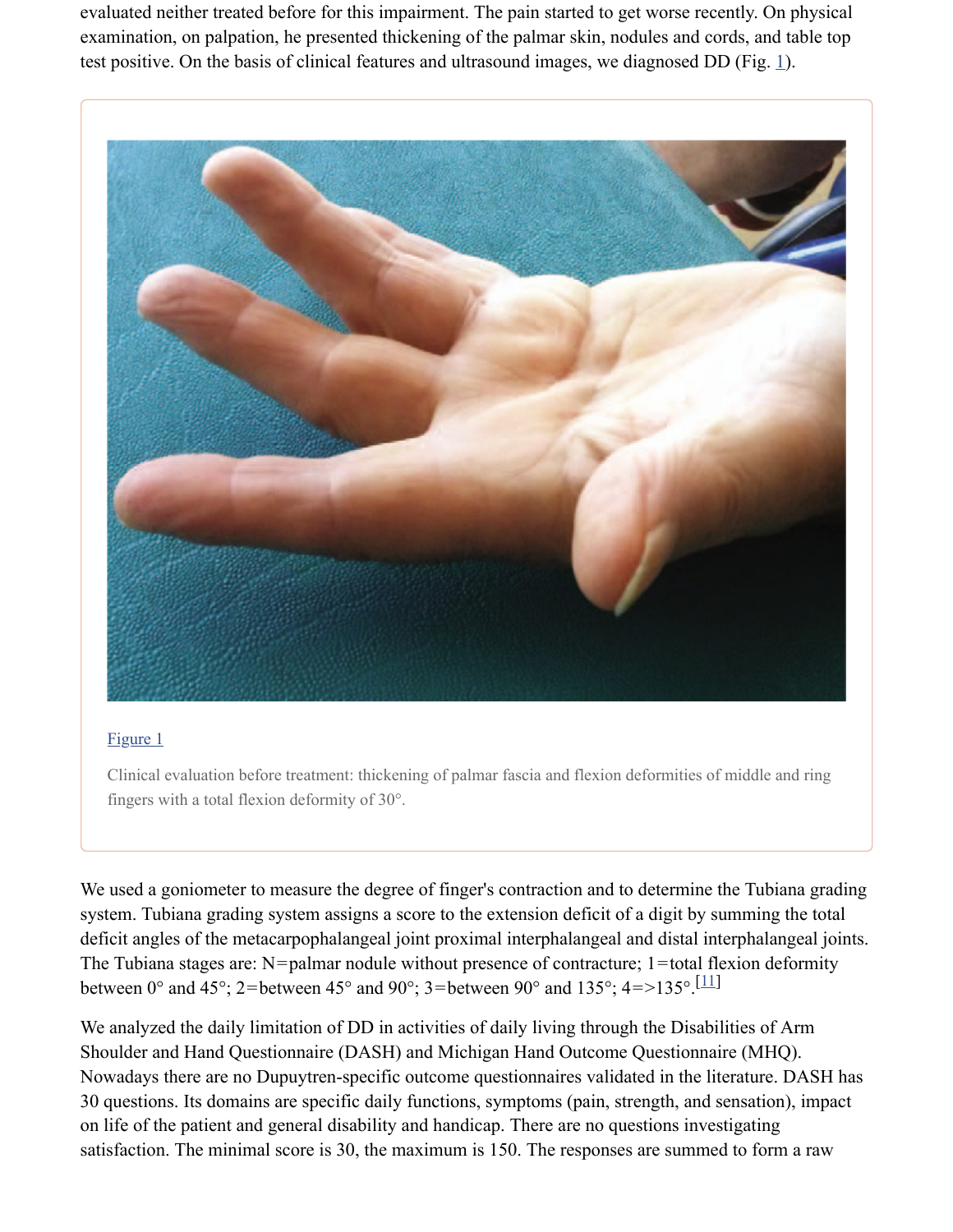evaluated neither treated before for this impairment. The pain started to get worse recently. On physical examination, on palpation, he presented thickening of the palmar skin, nodules and cords, and table top test positive. On the basis of clinical features and ultrasound images, we diagnosed DD (Fig. 1).

Figure 1

Clinical evaluation before treatment: thickening of palmar fascia and flexion deformities of middle and ring fingers with a total flexion deformity of 30°.

We used a goniometer to measure the degree of finger's contraction and to determine the Tubiana grading system. Tubiana grading system assigns a score to the extension deficit of a digit by summing the total deficit angles of the metacarpophalangeal joint proximal interphalangeal and distal interphalangeal joints. The Tubiana stages are: N=palmar nodule without presence of contracture; 1=total flexion deformity between 0° and 45°; 2=between 45° and 90°; 3=between 90° and 135°; 4=>135°.[11]

We analyzed the daily limitation of DD in activities of daily living through the Disabilities of Arm Shoulder and Hand Questionnaire (DASH) and Michigan Hand Outcome Questionnaire (MHQ). Nowadays there are no Dupuytren-specific outcome questionnaires validated in the literature. DASH has 30 questions. Its domains are specific daily functions, symptoms (pain, strength, and sensation), impact on life of the patient and general disability and handicap. There are no questions investigating satisfaction. The minimal score is 30, the maximum is 150. The responses are summed to form a raw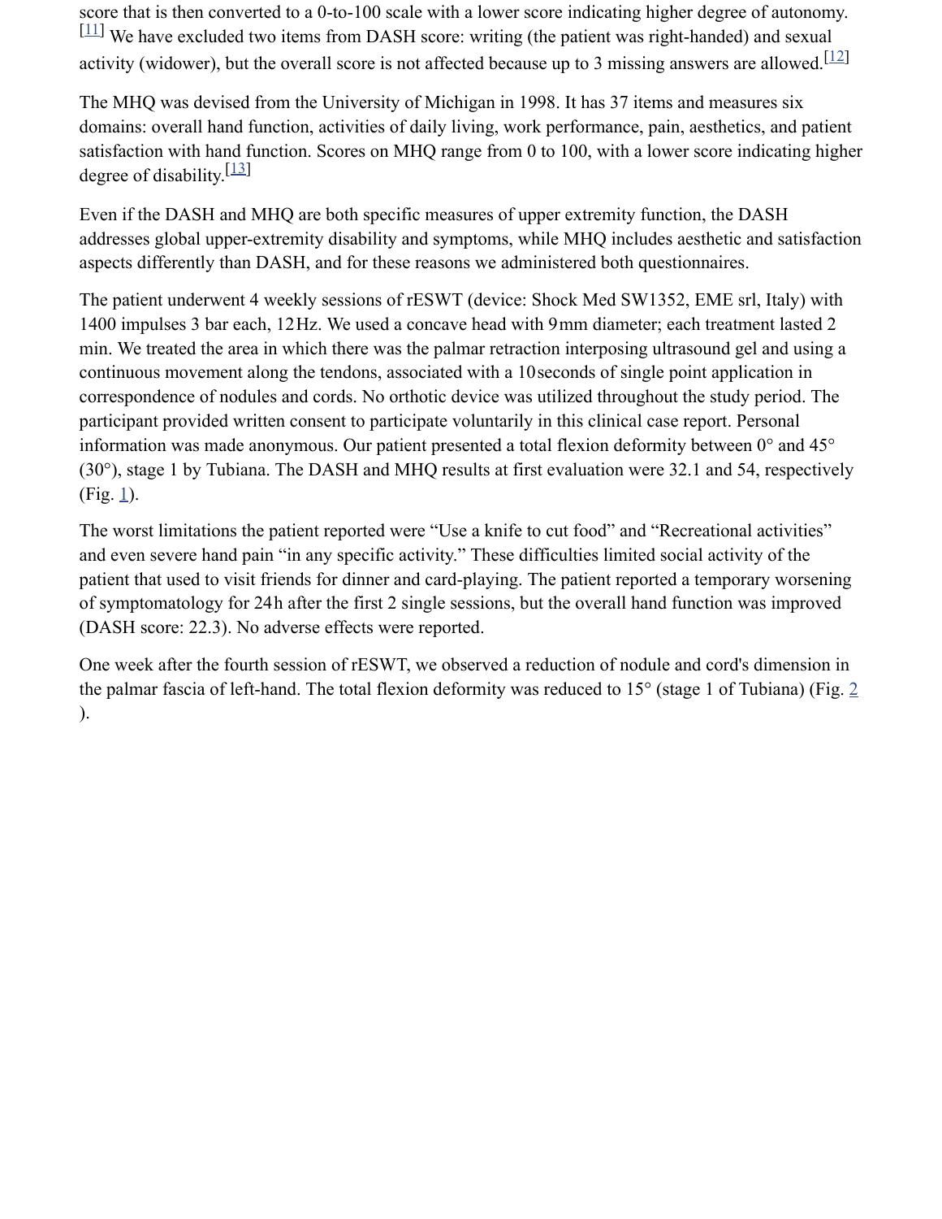score that is then converted to a 0-to-100 scale with a lower score indicating higher degree of autonomy.[11] We have excluded two items from DASH score: writing (the patient was right-handed) and sexual activity (widower), but the overall score is not affected because up to 3 missing answers are allowed.[12]

The MHQ was devised from the University of Michigan in 1998. It has 37 items and measures six domains: overall hand function, activities of daily living, work performance, pain, aesthetics, and patient satisfaction with hand function. Scores on MHQ range from 0 to 100, with a lower score indicating higher degree of disability.[13]

Even if the DASH and MHQ are both specific measures of upper extremity function, the DASH addresses global upper-extremity disability and symptoms, while MHQ includes aesthetic and satisfaction aspects differently than DASH, and for these reasons we administered both questionnaires.

The patient underwent 4 weekly sessions of rESWT (device: Shock Med SW1352, EME srl, Italy) with 1400 impulses 3 bar each, 12 Hz. We used a concave head with 9 mm diameter; each treatment lasted 2 min. We treated the area in which there was the palmar retraction interposing ultrasound gel and using a continuous movement along the tendons, associated with a 10 seconds of single point application in correspondence of nodules and cords. No orthotic device was utilized throughout the study period. The participant provided written consent to participate voluntarily in this clinical case report. Personal information was made anonymous. Our patient presented a total flexion deformity between 0° and 45° (30°), stage 1 by Tubiana. The DASH and MHQ results at first evaluation were 32.1 and 54, respectively (Fig. 1).

The worst limitations the patient reported were "Use a knife to cut food" and "Recreational activities" and even severe hand pain "in any specific activity." These difficulties limited social activity of the patient that used to visit friends for dinner and card-playing. The patient reported a temporary worsening of symptomatology for 24 h after the first 2 single sessions, but the overall hand function was improved (DASH score: 22.3). No adverse effects were reported.

One week after the fourth session of rESWT, we observed a reduction of nodule and cord's dimension in the palmar fascia of left-hand. The total flexion deformity was reduced to 15° (stage 1 of Tubiana) (Fig. 2).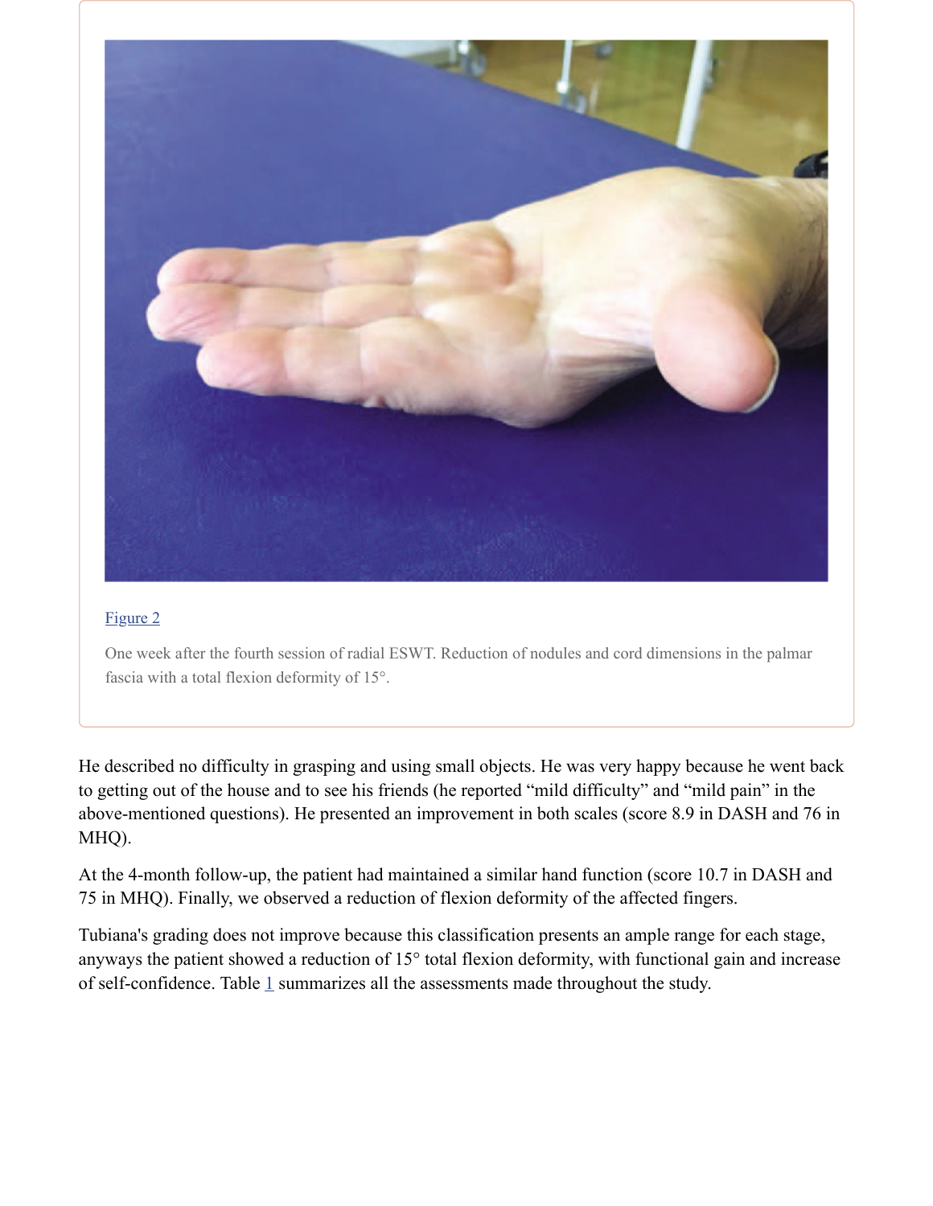Figure 2

One week after the fourth session of radial ESWT. Reduction of nodules and cord dimensions in the palmar fascia with a total flexion deformity of 15°.

He described no difficulty in grasping and using small objects. He was very happy because he went back to getting out of the house and to see his friends (he reported "mild difficulty" and "mild pain" in the above-mentioned questions). He presented an improvement in both scales (score 8.9 in DASH and 76 in MHQ).

At the 4-month follow-up, the patient had maintained a similar hand function (score 10.7 in DASH and 75 in MHQ). Finally, we observed a reduction of flexion deformity of the affected fingers.

Tubiana's grading does not improve because this classification presents an ample range for each stage, anyways the patient showed a reduction of 15° total flexion deformity, with functional gain and increase of self-confidence. Table 1 summarizes all the assessments made throughout the study.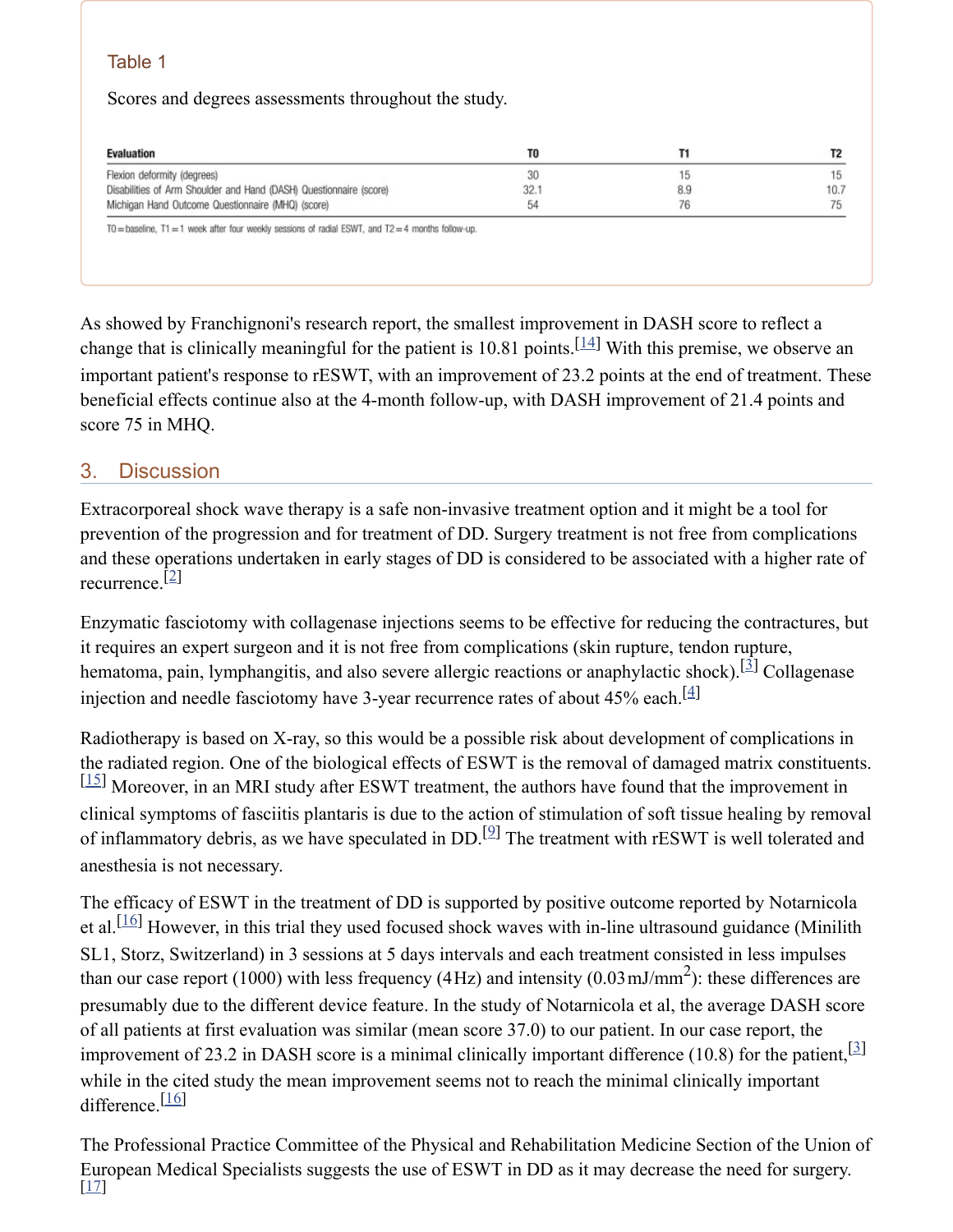Table 1

Scores and degrees assessments throughout the study.

| Evaluation | T0 | T1 | T2 |
|---|---|---|---|
| Flexion deformity (degrees) | 30 | 15 | 15 |
| Disabilities of Arm Shoulder and Hand (DASH) Questionnaire (score) | 32.1 | 8.9 | 10.7 |
| Michigan Hand Outcome Questionnaire (MHQ) (score) | 54 | 76 | 75 |

T0 = baseline, T1 = 1 week after four weekly sessions of radial ESWT, and T2 = 4 months follow-up.

As showed by Franchignoni's research report, the smallest improvement in DASH score to reflect a change that is clinically meaningful for the patient is 10.81 points.[14] With this premise, we observe an important patient's response to rESWT, with an improvement of 23.2 points at the end of treatment. These beneficial effects continue also at the 4-month follow-up, with DASH improvement of 21.4 points and score 75 in MHQ.

## 3. Discussion

Extracorporeal shock wave therapy is a safe non-invasive treatment option and it might be a tool for prevention of the progression and for treatment of DD. Surgery treatment is not free from complications and these operations undertaken in early stages of DD is considered to be associated with a higher rate of recurrence.[2]

Enzymatic fasciotomy with collagenase injections seems to be effective for reducing the contractures, but it requires an expert surgeon and it is not free from complications (skin rupture, tendon rupture, hematoma, pain, lymphangitis, and also severe allergic reactions or anaphylactic shock).[3] Collagenase injection and needle fasciotomy have 3-year recurrence rates of about 45% each.[4]

Radiotherapy is based on X-ray, so this would be a possible risk about development of complications in the radiated region. One of the biological effects of ESWT is the removal of damaged matrix constituents.[15] Moreover, in an MRI study after ESWT treatment, the authors have found that the improvement in clinical symptoms of fasciitis plantaris is due to the action of stimulation of soft tissue healing by removal of inflammatory debris, as we have speculated in DD.[9] The treatment with rESWT is well tolerated and anesthesia is not necessary.

The efficacy of ESWT in the treatment of DD is supported by positive outcome reported by Notarnicola et al.[16] However, in this trial they used focused shock waves with in-line ultrasound guidance (Minilith SL1, Storz, Switzerland) in 3 sessions at 5 days intervals and each treatment consisted in less impulses than our case report (1000) with less frequency (4 Hz) and intensity (0.03 mJ/mm$^2$): these differences are presumably due to the different device feature. In the study of Notarnicola et al, the average DASH score of all patients at first evaluation was similar (mean score 37.0) to our patient. In our case report, the improvement of 23.2 in DASH score is a minimal clinically important difference (10.8) for the patient,[3] while in the cited study the mean improvement seems not to reach the minimal clinically important difference.[16]

The Professional Practice Committee of the Physical and Rehabilitation Medicine Section of the Union of European Medical Specialists suggests the use of ESWT in DD as it may decrease the need for surgery.[17]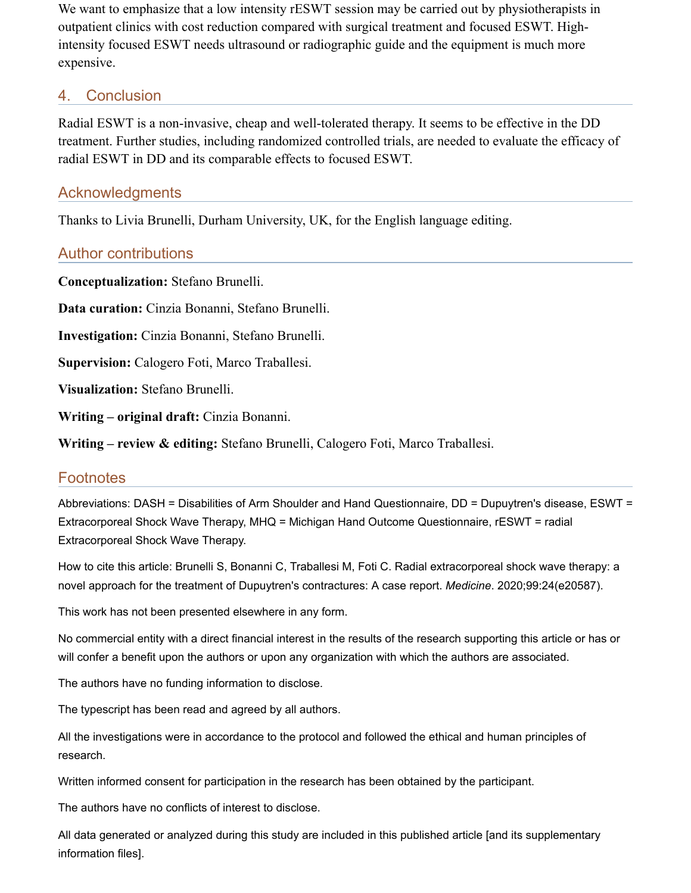We want to emphasize that a low intensity rESWT session may be carried out by physiotherapists in outpatient clinics with cost reduction compared with surgical treatment and focused ESWT. High-intensity focused ESWT needs ultrasound or radiographic guide and the equipment is much more expensive.

## 4. Conclusion

Radial ESWT is a non-invasive, cheap and well-tolerated therapy. It seems to be effective in the DD treatment. Further studies, including randomized controlled trials, are needed to evaluate the efficacy of radial ESWT in DD and its comparable effects to focused ESWT.

## Acknowledgments

Thanks to Livia Brunelli, Durham University, UK, for the English language editing.

## Author contributions

**Conceptualization:** Stefano Brunelli.

**Data curation:** Cinzia Bonanni, Stefano Brunelli.

**Investigation:** Cinzia Bonanni, Stefano Brunelli.

**Supervision:** Calogero Foti, Marco Traballesi.

**Visualization:** Stefano Brunelli.

**Writing – original draft:** Cinzia Bonanni.

**Writing – review & editing:** Stefano Brunelli, Calogero Foti, Marco Traballesi.

## Footnotes

Abbreviations: DASH = Disabilities of Arm Shoulder and Hand Questionnaire, DD = Dupuytren's disease, ESWT = Extracorporeal Shock Wave Therapy, MHQ = Michigan Hand Outcome Questionnaire, rESWT = radial Extracorporeal Shock Wave Therapy.

How to cite this article: Brunelli S, Bonanni C, Traballesi M, Foti C. Radial extracorporeal shock wave therapy: a novel approach for the treatment of Dupuytren's contractures: A case report. *Medicine*. 2020;99:24(e20587).

This work has not been presented elsewhere in any form.

No commercial entity with a direct financial interest in the results of the research supporting this article or has or will confer a benefit upon the authors or upon any organization with which the authors are associated.

The authors have no funding information to disclose.

The typescript has been read and agreed by all authors.

All the investigations were in accordance to the protocol and followed the ethical and human principles of research.

Written informed consent for participation in the research has been obtained by the participant.

The authors have no conflicts of interest to disclose.

All data generated or analyzed during this study are included in this published article [and its supplementary information files].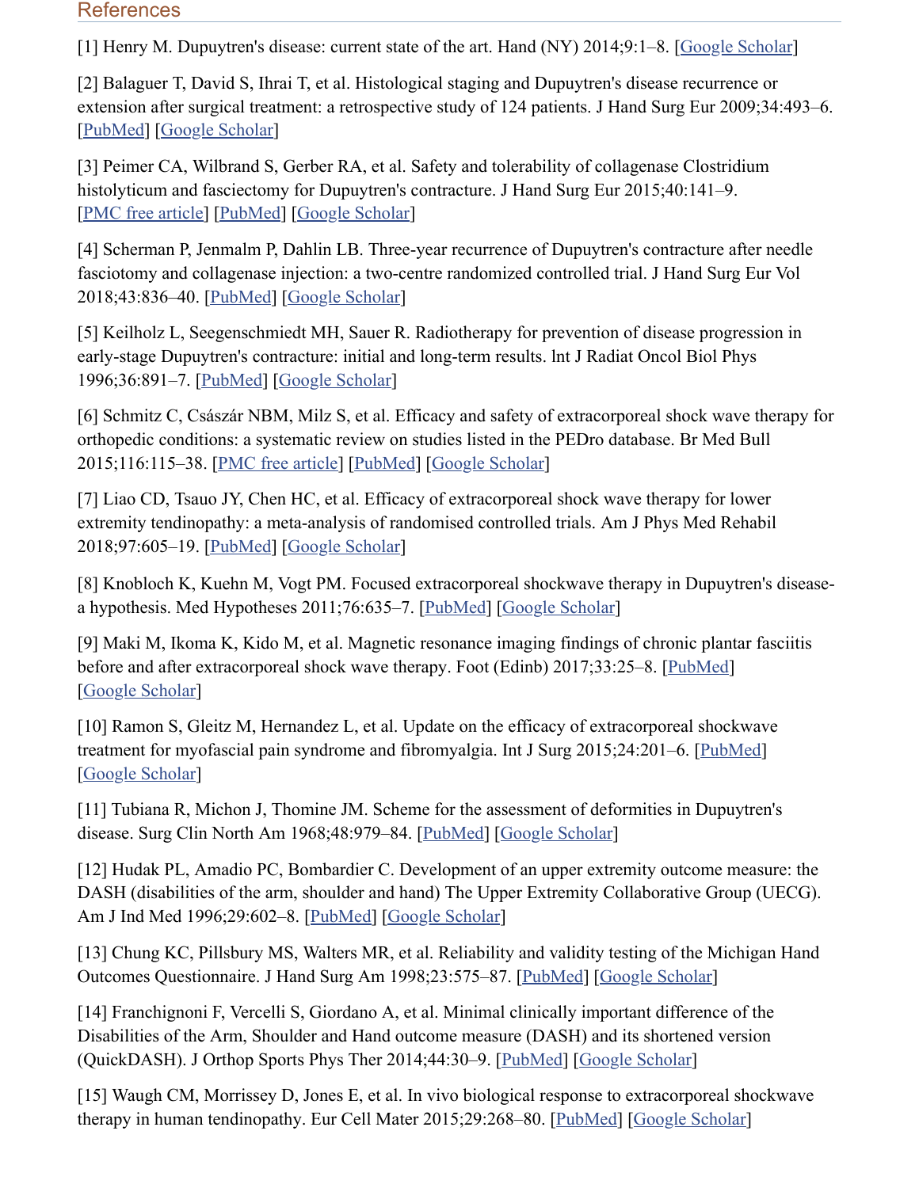## References

[1] Henry M. Dupuytren's disease: current state of the art. Hand (NY) 2014;9:1–8. [Google Scholar]

[2] Balaguer T, David S, Ihrai T, et al. Histological staging and Dupuytren's disease recurrence or extension after surgical treatment: a retrospective study of 124 patients. J Hand Surg Eur 2009;34:493–6. [PubMed] [Google Scholar]

[3] Peimer CA, Wilbrand S, Gerber RA, et al. Safety and tolerability of collagenase Clostridium histolyticum and fasciectomy for Dupuytren's contracture. J Hand Surg Eur 2015;40:141–9. [PMC free article] [PubMed] [Google Scholar]

[4] Scherman P, Jenmalm P, Dahlin LB. Three-year recurrence of Dupuytren's contracture after needle fasciotomy and collagenase injection: a two-centre randomized controlled trial. J Hand Surg Eur Vol 2018;43:836–40. [PubMed] [Google Scholar]

[5] Keilholz L, Seegenschmiedt MH, Sauer R. Radiotherapy for prevention of disease progression in early-stage Dupuytren's contracture: initial and long-term results. lnt J Radiat Oncol Biol Phys 1996;36:891–7. [PubMed] [Google Scholar]

[6] Schmitz C, Császár NBM, Milz S, et al. Efficacy and safety of extracorporeal shock wave therapy for orthopedic conditions: a systematic review on studies listed in the PEDro database. Br Med Bull 2015;116:115–38. [PMC free article] [PubMed] [Google Scholar]

[7] Liao CD, Tsauo JY, Chen HC, et al. Efficacy of extracorporeal shock wave therapy for lower extremity tendinopathy: a meta-analysis of randomised controlled trials. Am J Phys Med Rehabil 2018;97:605–19. [PubMed] [Google Scholar]

[8] Knobloch K, Kuehn M, Vogt PM. Focused extracorporeal shockwave therapy in Dupuytren's disease-a hypothesis. Med Hypotheses 2011;76:635–7. [PubMed] [Google Scholar]

[9] Maki M, Ikoma K, Kido M, et al. Magnetic resonance imaging findings of chronic plantar fasciitis before and after extracorporeal shock wave therapy. Foot (Edinb) 2017;33:25–8. [PubMed] [Google Scholar]

[10] Ramon S, Gleitz M, Hernandez L, et al. Update on the efficacy of extracorporeal shockwave treatment for myofascial pain syndrome and fibromyalgia. Int J Surg 2015;24:201–6. [PubMed] [Google Scholar]

[11] Tubiana R, Michon J, Thomine JM. Scheme for the assessment of deformities in Dupuytren's disease. Surg Clin North Am 1968;48:979–84. [PubMed] [Google Scholar]

[12] Hudak PL, Amadio PC, Bombardier C. Development of an upper extremity outcome measure: the DASH (disabilities of the arm, shoulder and hand) The Upper Extremity Collaborative Group (UECG). Am J Ind Med 1996;29:602–8. [PubMed] [Google Scholar]

[13] Chung KC, Pillsbury MS, Walters MR, et al. Reliability and validity testing of the Michigan Hand Outcomes Questionnaire. J Hand Surg Am 1998;23:575–87. [PubMed] [Google Scholar]

[14] Franchignoni F, Vercelli S, Giordano A, et al. Minimal clinically important difference of the Disabilities of the Arm, Shoulder and Hand outcome measure (DASH) and its shortened version (QuickDASH). J Orthop Sports Phys Ther 2014;44:30–9. [PubMed] [Google Scholar]

[15] Waugh CM, Morrissey D, Jones E, et al. In vivo biological response to extracorporeal shockwave therapy in human tendinopathy. Eur Cell Mater 2015;29:268–80. [PubMed] [Google Scholar]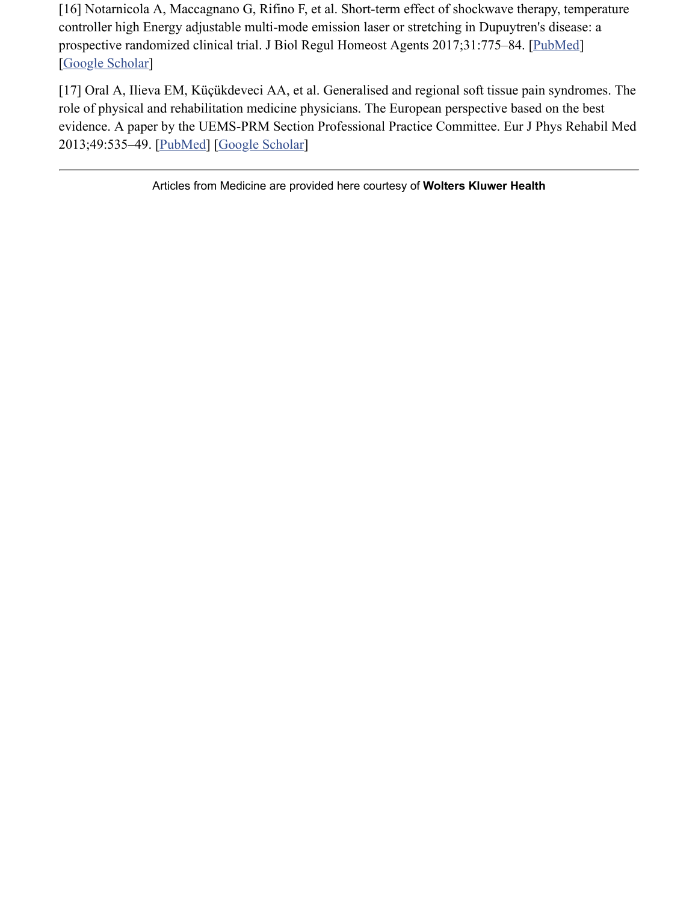[16] Notarnicola A, Maccagnano G, Rifino F, et al. Short-term effect of shockwave therapy, temperature controller high Energy adjustable multi-mode emission laser or stretching in Dupuytren's disease: a prospective randomized clinical trial. J Biol Regul Homeost Agents 2017;31:775–84. [PubMed] [Google Scholar]

[17] Oral A, Ilieva EM, Küçükdeveci AA, et al. Generalised and regional soft tissue pain syndromes. The role of physical and rehabilitation medicine physicians. The European perspective based on the best evidence. A paper by the UEMS-PRM Section Professional Practice Committee. Eur J Phys Rehabil Med 2013;49:535–49. [PubMed] [Google Scholar]

---

Articles from Medicine are provided here courtesy of **Wolters Kluwer Health**